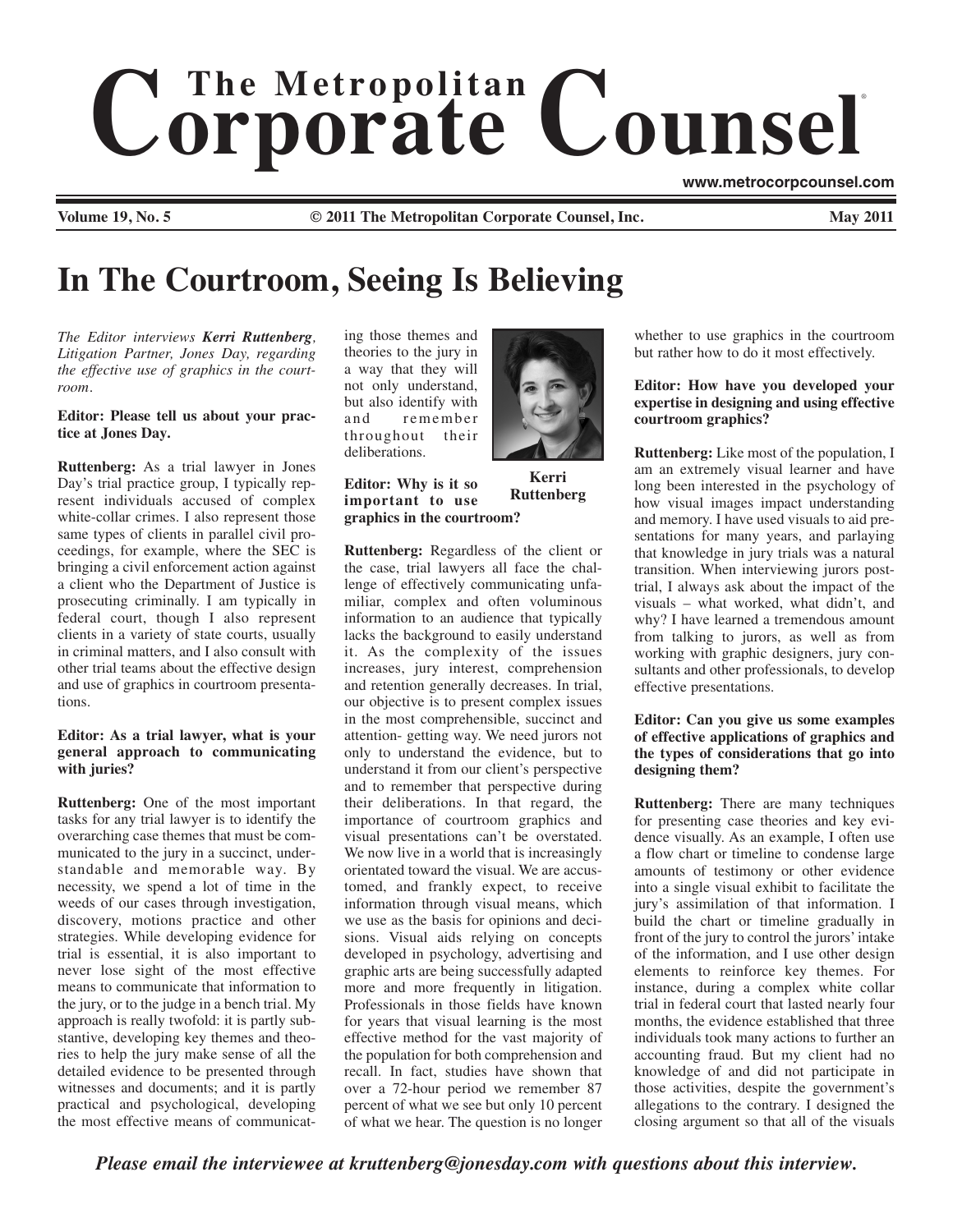# The Metropolitan Corporate Counsel

www.metrocorpcounsel.com

**Volume 19, No. 5** **© 2011 The Metropolitan Corporate Counsel, Inc.** **May 2011**

# In The Courtroom, Seeing Is Believing

*The Editor interviews **Kerri Ruttenberg**, Litigation Partner, Jones Day, regarding the effective use of graphics in the courtroom.*

**Editor: Please tell us about your practice at Jones Day.**

**Ruttenberg:** As a trial lawyer in Jones Day's trial practice group, I typically represent individuals accused of complex white-collar crimes. I also represent those same types of clients in parallel civil proceedings, for example, where the SEC is bringing a civil enforcement action against a client who the Department of Justice is prosecuting criminally. I am typically in federal court, though I also represent clients in a variety of state courts, usually in criminal matters, and I also consult with other trial teams about the effective design and use of graphics in courtroom presentations.

**Editor: As a trial lawyer, what is your general approach to communicating with juries?**

**Ruttenberg:** One of the most important tasks for any trial lawyer is to identify the overarching case themes that must be communicated to the jury in a succinct, understandable and memorable way. By necessity, we spend a lot of time in the weeds of our cases through investigation, discovery, motions practice and other strategies. While developing evidence for trial is essential, it is also important to never lose sight of the most effective means to communicate that information to the jury, or to the judge in a bench trial. My approach is really twofold: it is partly substantive, developing key themes and theories to help the jury make sense of all the detailed evidence to be presented through witnesses and documents; and it is partly practical and psychological, developing the most effective means of communicating those themes and theories to the jury in a way that they will not only understand, but also identify with and remember throughout their deliberations.

**Kerri Ruttenberg**

**Editor: Why is it so important to use graphics in the courtroom?**

**Ruttenberg:** Regardless of the client or the case, trial lawyers all face the challenge of effectively communicating unfamiliar, complex and often voluminous information to an audience that typically lacks the background to easily understand it. As the complexity of the issues increases, jury interest, comprehension and retention generally decreases. In trial, our objective is to present complex issues in the most comprehensible, succinct and attention- getting way. We need jurors not only to understand the evidence, but to understand it from our client's perspective and to remember that perspective during their deliberations. In that regard, the importance of courtroom graphics and visual presentations can't be overstated. We now live in a world that is increasingly orientated toward the visual. We are accustomed, and frankly expect, to receive information through visual means, which we use as the basis for opinions and decisions. Visual aids relying on concepts developed in psychology, advertising and graphic arts are being successfully adapted more and more frequently in litigation. Professionals in those fields have known for years that visual learning is the most effective method for the vast majority of the population for both comprehension and recall. In fact, studies have shown that over a 72-hour period we remember 87 percent of what we see but only 10 percent of what we hear. The question is no longer whether to use graphics in the courtroom but rather how to do it most effectively.

**Editor: How have you developed your expertise in designing and using effective courtroom graphics?**

**Ruttenberg:** Like most of the population, I am an extremely visual learner and have long been interested in the psychology of how visual images impact understanding and memory. I have used visuals to aid presentations for many years, and parlaying that knowledge in jury trials was a natural transition. When interviewing jurors post-trial, I always ask about the impact of the visuals – what worked, what didn't, and why? I have learned a tremendous amount from talking to jurors, as well as from working with graphic designers, jury consultants and other professionals, to develop effective presentations.

**Editor: Can you give us some examples of effective applications of graphics and the types of considerations that go into designing them?**

**Ruttenberg:** There are many techniques for presenting case theories and key evidence visually. As an example, I often use a flow chart or timeline to condense large amounts of testimony or other evidence into a single visual exhibit to facilitate the jury's assimilation of that information. I build the chart or timeline gradually in front of the jury to control the jurors' intake of the information, and I use other design elements to reinforce key themes. For instance, during a complex white collar trial in federal court that lasted nearly four months, the evidence established that three individuals took many actions to further an accounting fraud. But my client had no knowledge of and did not participate in those activities, despite the government's allegations to the contrary. I designed the closing argument so that all of the visuals

*Please email the interviewee at kruttenberg@jonesday.com with questions about this interview.*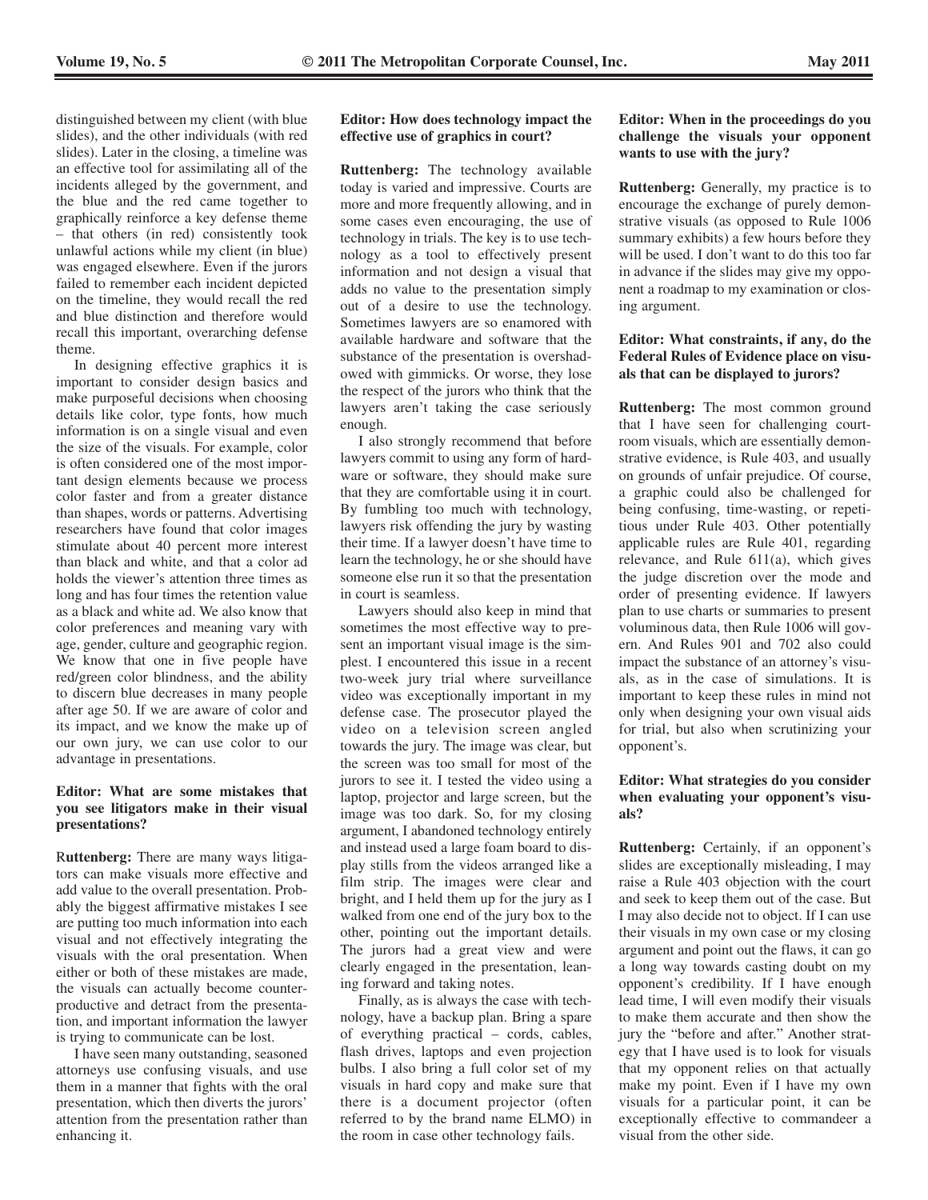distinguished between my client (with blue slides), and the other individuals (with red slides). Later in the closing, a timeline was an effective tool for assimilating all of the incidents alleged by the government, and the blue and the red came together to graphically reinforce a key defense theme – that others (in red) consistently took unlawful actions while my client (in blue) was engaged elsewhere. Even if the jurors failed to remember each incident depicted on the timeline, they would recall the red and blue distinction and therefore would recall this important, overarching defense theme.

In designing effective graphics it is important to consider design basics and make purposeful decisions when choosing details like color, type fonts, how much information is on a single visual and even the size of the visuals. For example, color is often considered one of the most important design elements because we process color faster and from a greater distance than shapes, words or patterns. Advertising researchers have found that color images stimulate about 40 percent more interest than black and white, and that a color ad holds the viewer's attention three times as long and has four times the retention value as a black and white ad. We also know that color preferences and meaning vary with age, gender, culture and geographic region. We know that one in five people have red/green color blindness, and the ability to discern blue decreases in many people after age 50. If we are aware of color and its impact, and we know the make up of our own jury, we can use color to our advantage in presentations.

**Editor: What are some mistakes that you see litigators make in their visual presentations?**

**Ruttenberg:** There are many ways litigators can make visuals more effective and add value to the overall presentation. Probably the biggest affirmative mistakes I see are putting too much information into each visual and not effectively integrating the visuals with the oral presentation. When either or both of these mistakes are made, the visuals can actually become counterproductive and detract from the presentation, and important information the lawyer is trying to communicate can be lost.

I have seen many outstanding, seasoned attorneys use confusing visuals, and use them in a manner that fights with the oral presentation, which then diverts the jurors' attention from the presentation rather than enhancing it.

**Editor: How does technology impact the effective use of graphics in court?**

**Ruttenberg:** The technology available today is varied and impressive. Courts are more and more frequently allowing, and in some cases even encouraging, the use of technology in trials. The key is to use technology as a tool to effectively present information and not design a visual that adds no value to the presentation simply out of a desire to use the technology. Sometimes lawyers are so enamored with available hardware and software that the substance of the presentation is overshadowed with gimmicks. Or worse, they lose the respect of the jurors who think that the lawyers aren't taking the case seriously enough.

I also strongly recommend that before lawyers commit to using any form of hardware or software, they should make sure that they are comfortable using it in court. By fumbling too much with technology, lawyers risk offending the jury by wasting their time. If a lawyer doesn't have time to learn the technology, he or she should have someone else run it so that the presentation in court is seamless.

Lawyers should also keep in mind that sometimes the most effective way to present an important visual image is the simplest. I encountered this issue in a recent two-week jury trial where surveillance video was exceptionally important in my defense case. The prosecutor played the video on a television screen angled towards the jury. The image was clear, but the screen was too small for most of the jurors to see it. I tested the video using a laptop, projector and large screen, but the image was too dark. So, for my closing argument, I abandoned technology entirely and instead used a large foam board to display stills from the videos arranged like a film strip. The images were clear and bright, and I held them up for the jury as I walked from one end of the jury box to the other, pointing out the important details. The jurors had a great view and were clearly engaged in the presentation, leaning forward and taking notes.

Finally, as is always the case with technology, have a backup plan. Bring a spare of everything practical – cords, cables, flash drives, laptops and even projection bulbs. I also bring a full color set of my visuals in hard copy and make sure that there is a document projector (often referred to by the brand name ELMO) in the room in case other technology fails.

**Editor: When in the proceedings do you challenge the visuals your opponent wants to use with the jury?**

**Ruttenberg:** Generally, my practice is to encourage the exchange of purely demonstrative visuals (as opposed to Rule 1006 summary exhibits) a few hours before they will be used. I don't want to do this too far in advance if the slides may give my opponent a roadmap to my examination or closing argument.

**Editor: What constraints, if any, do the Federal Rules of Evidence place on visuals that can be displayed to jurors?**

**Ruttenberg:** The most common ground that I have seen for challenging courtroom visuals, which are essentially demonstrative evidence, is Rule 403, and usually on grounds of unfair prejudice. Of course, a graphic could also be challenged for being confusing, time-wasting, or repetitious under Rule 403. Other potentially applicable rules are Rule 401, regarding relevance, and Rule 611(a), which gives the judge discretion over the mode and order of presenting evidence. If lawyers plan to use charts or summaries to present voluminous data, then Rule 1006 will govern. And Rules 901 and 702 also could impact the substance of an attorney's visuals, as in the case of simulations. It is important to keep these rules in mind not only when designing your own visual aids for trial, but also when scrutinizing your opponent's.

**Editor: What strategies do you consider when evaluating your opponent's visuals?**

**Ruttenberg:** Certainly, if an opponent's slides are exceptionally misleading, I may raise a Rule 403 objection with the court and seek to keep them out of the case. But I may also decide not to object. If I can use their visuals in my own case or my closing argument and point out the flaws, it can go a long way towards casting doubt on my opponent's credibility. If I have enough lead time, I will even modify their visuals to make them accurate and then show the jury the "before and after." Another strategy that I have used is to look for visuals that my opponent relies on that actually make my point. Even if I have my own visuals for a particular point, it can be exceptionally effective to commandeer a visual from the other side.